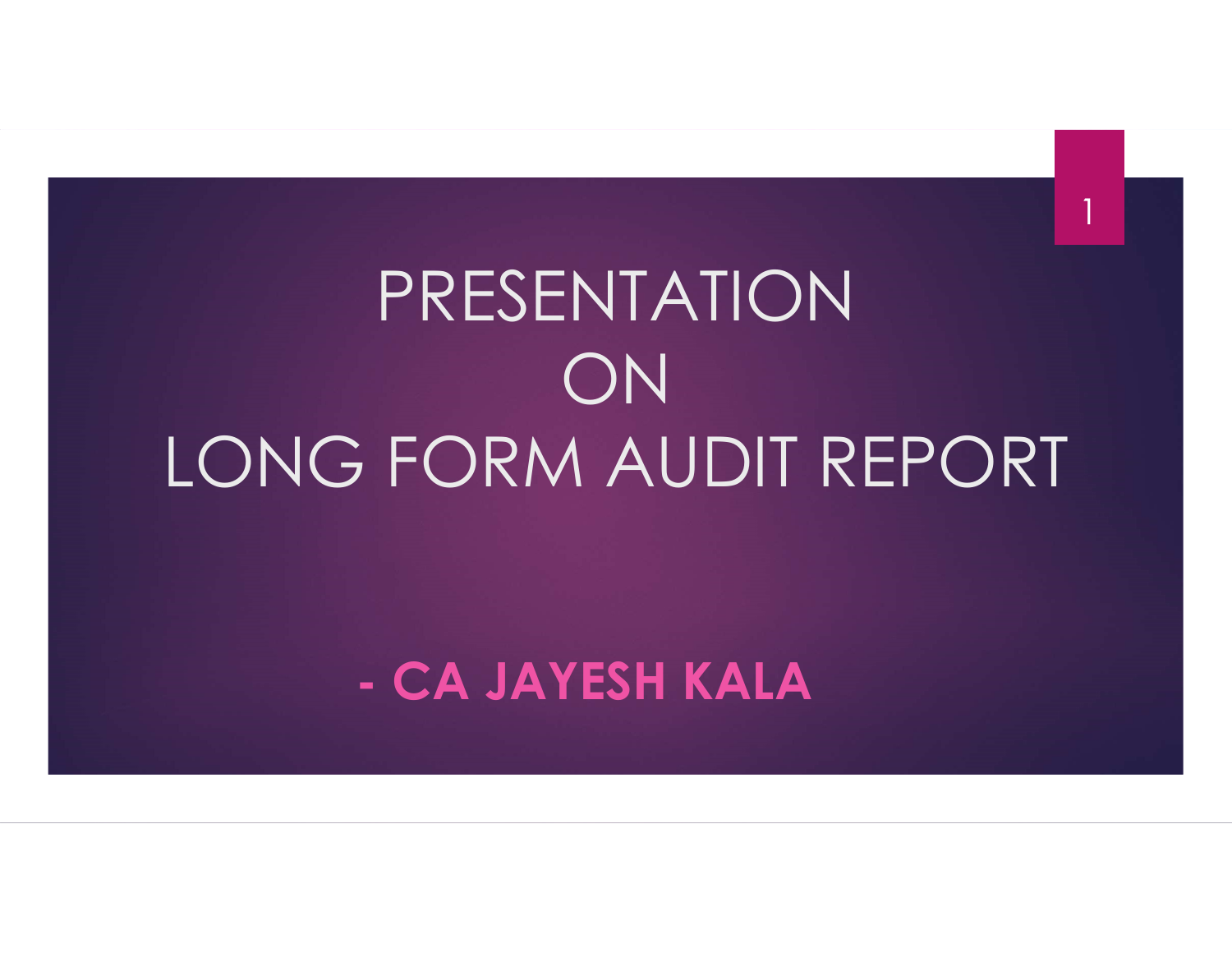# PRESENTATION ON LONG FORM AUDIT REPORT

**- CA JAYESH KALA**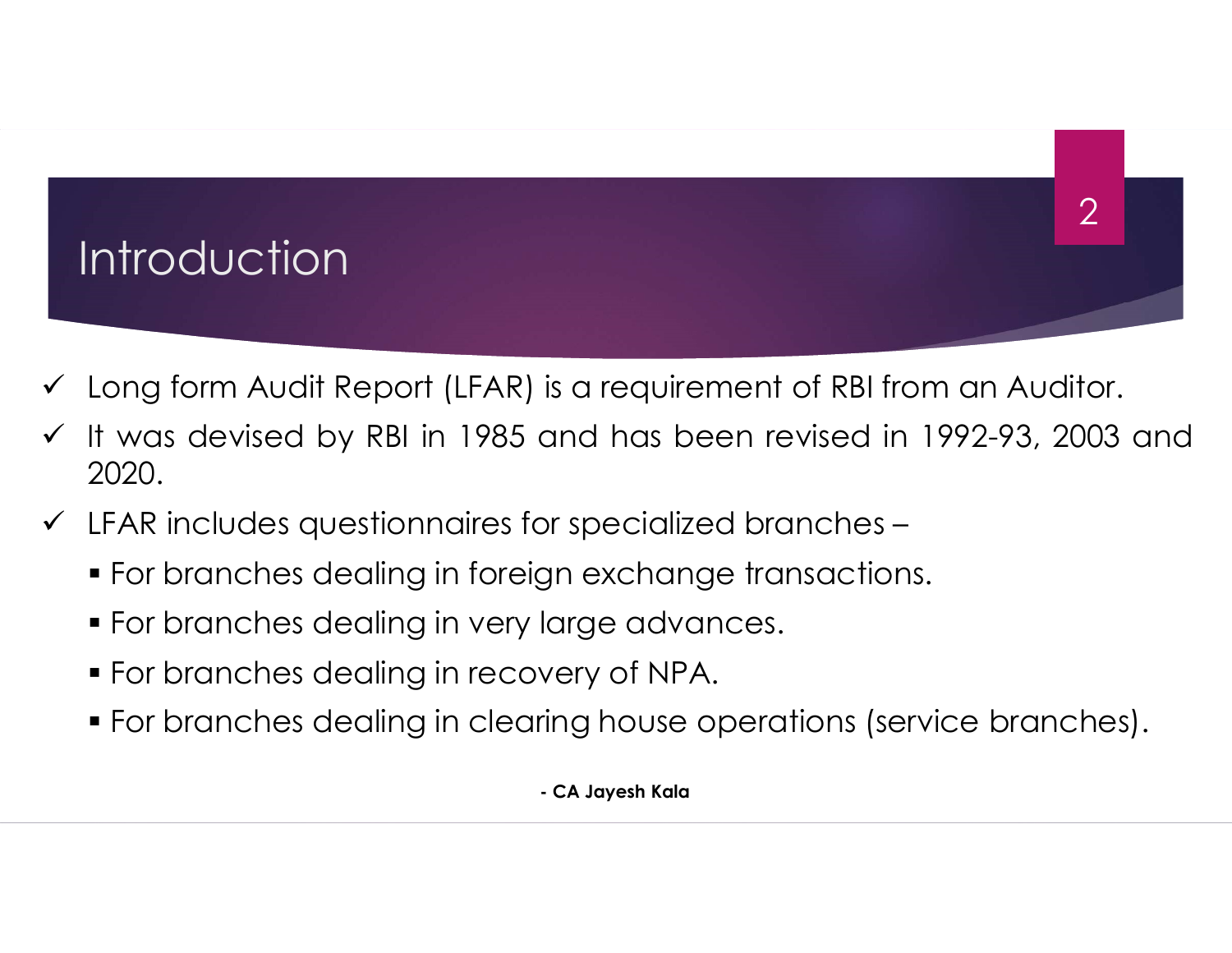# Introduction

- ✓ Long form Audit Report (LFAR) is a requirement of RBI from an Auditor.
- ✓ It was devised by RBI in 1985 and has been revised in 1992-93, 2003 and 2020.
- ✓ LFAR includes questionnaires for specialized branches –
  - For branches dealing in foreign exchange transactions.
  - For branches dealing in very large advances.
  - For branches dealing in recovery of NPA.
  - For branches dealing in clearing house operations (service branches).

**- CA Jayesh Kala**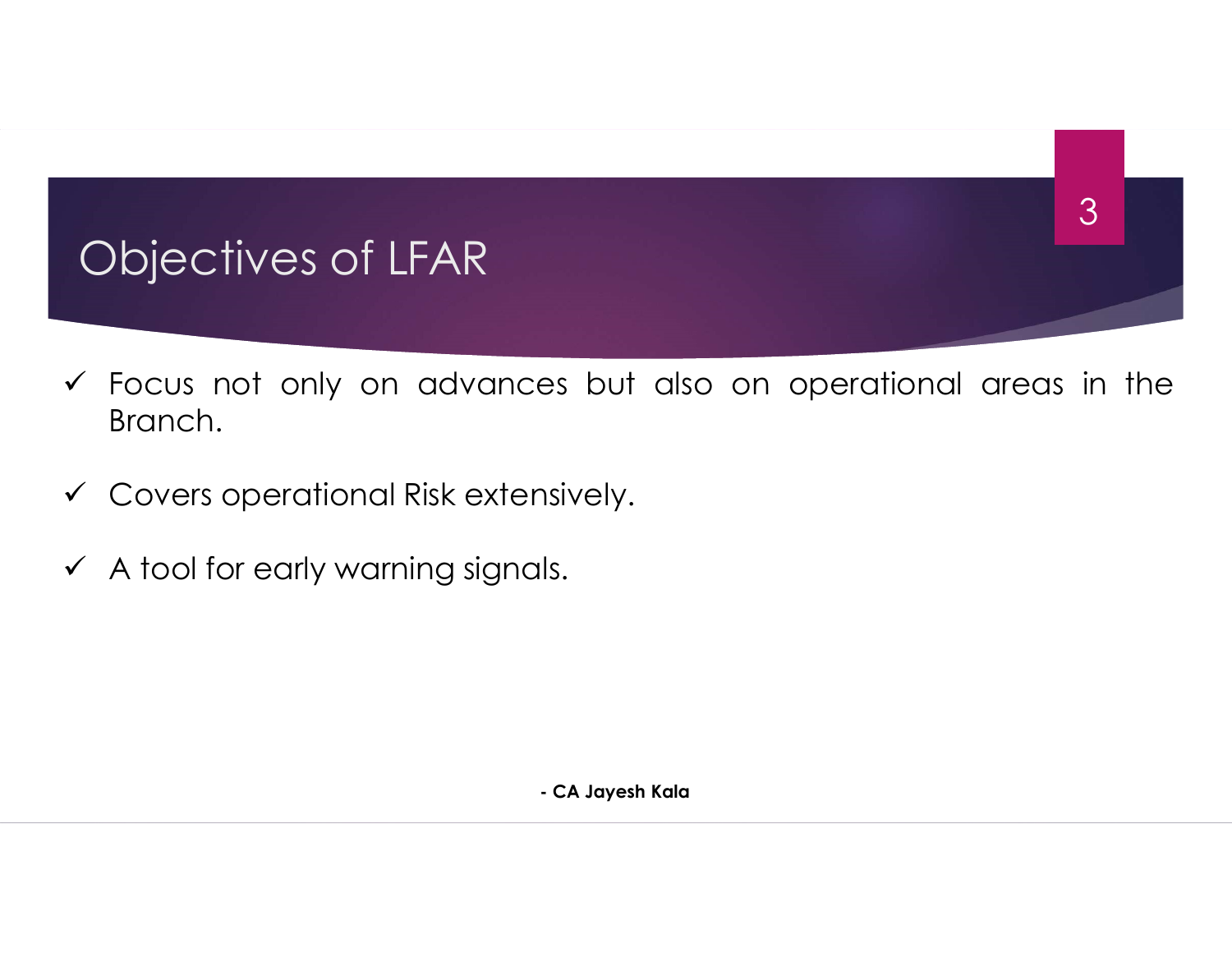# Objectives of LFAR

- ✓ Focus not only on advances but also on operational areas in the Branch.
- ✓ Covers operational Risk extensively.
- ✓ A tool for early warning signals.

**- CA Jayesh Kala**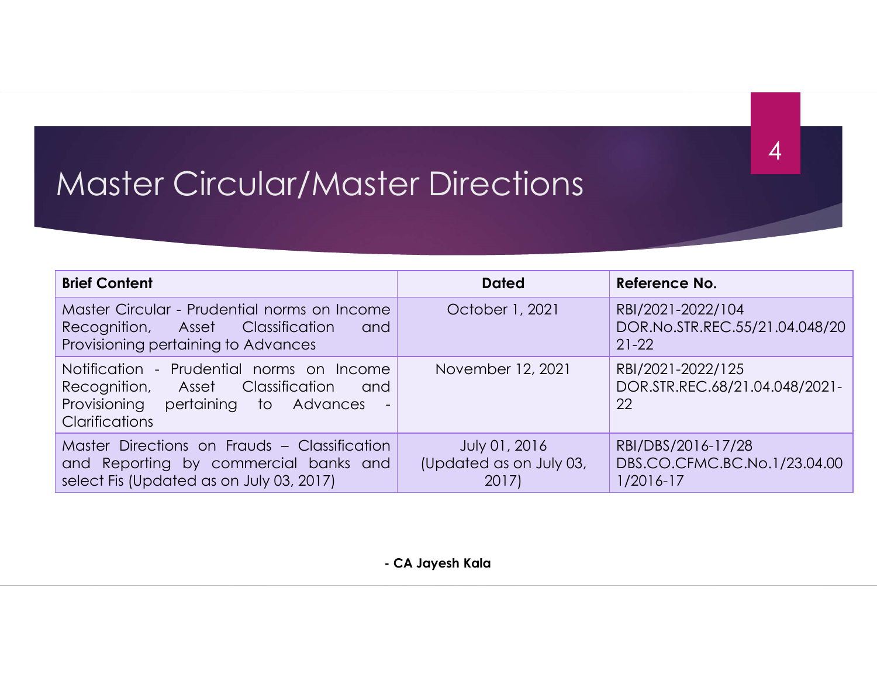# Master Circular/Master Directions

| Brief Content | Dated | Reference No. |
|---|---|---|
| Master Circular - Prudential norms on Income Recognition, Asset Classification and Provisioning pertaining to Advances | October 1, 2021 | RBI/2021-2022/104 DOR.No.STR.REC.55/21.04.048/2021-22 |
| Notification - Prudential norms on Income Recognition, Asset Classification and Provisioning pertaining to Advances - Clarifications | November 12, 2021 | RBI/2021-2022/125 DOR.STR.REC.68/21.04.048/2021-22 |
| Master Directions on Frauds – Classification and Reporting by commercial banks and select Fis (Updated as on July 03, 2017) | July 01, 2016 (Updated as on July 03, 2017) | RBI/DBS/2016-17/28 DBS.CO.CFMC.BC.No.1/23.04.001/2016-17 |

**- CA Jayesh Kala**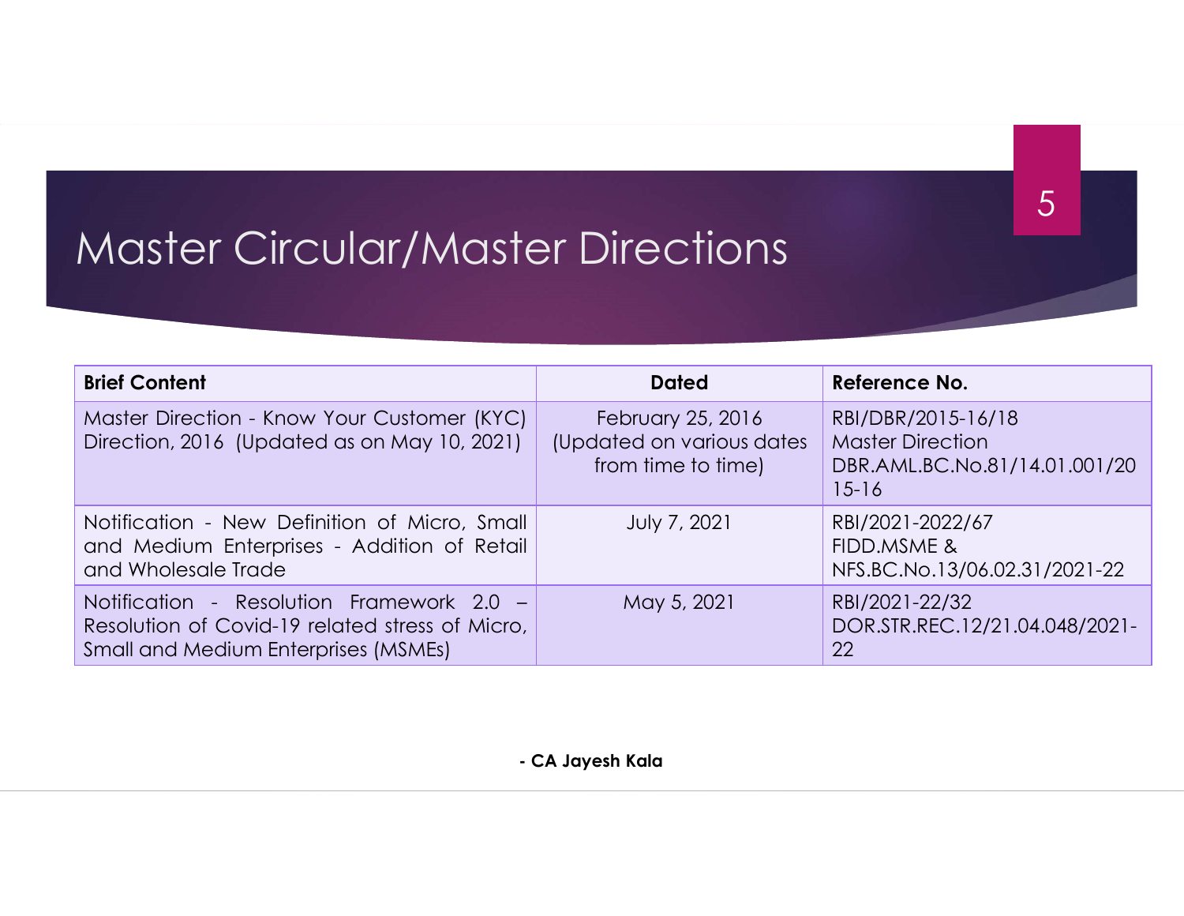# Master Circular/Master Directions

| Brief Content | Dated | Reference No. |
|---|---|---|
| Master Direction - Know Your Customer (KYC) Direction, 2016 (Updated as on May 10, 2021) | February 25, 2016 (Updated on various dates from time to time) | RBI/DBR/2015-16/18 Master Direction DBR.AML.BC.No.81/14.01.001/2015-16 |
| Notification - New Definition of Micro, Small and Medium Enterprises - Addition of Retail and Wholesale Trade | July 7, 2021 | RBI/2021-2022/67 FIDD.MSME & NFS.BC.No.13/06.02.31/2021-22 |
| Notification - Resolution Framework 2.0 – Resolution of Covid-19 related stress of Micro, Small and Medium Enterprises (MSMEs) | May 5, 2021 | RBI/2021-22/32 DOR.STR.REC.12/21.04.048/2021-22 |

**- CA Jayesh Kala**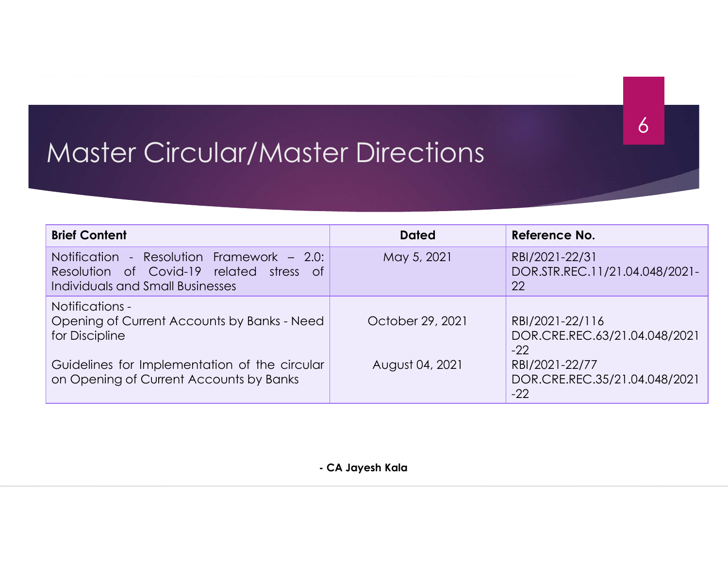# Master Circular/Master Directions

| Brief Content | Dated | Reference No. |
|---|---|---|
| Notification - Resolution Framework – 2.0: Resolution of Covid-19 related stress of Individuals and Small Businesses | May 5, 2021 | RBI/2021-22/31 DOR.STR.REC.11/21.04.048/2021-22 |
| Notifications - Opening of Current Accounts by Banks - Need for Discipline | October 29, 2021 | RBI/2021-22/116 DOR.CRE.REC.63/21.04.048/2021-22 |
| Guidelines for Implementation of the circular on Opening of Current Accounts by Banks | August 04, 2021 | RBI/2021-22/77 DOR.CRE.REC.35/21.04.048/2021-22 |

**- CA Jayesh Kala**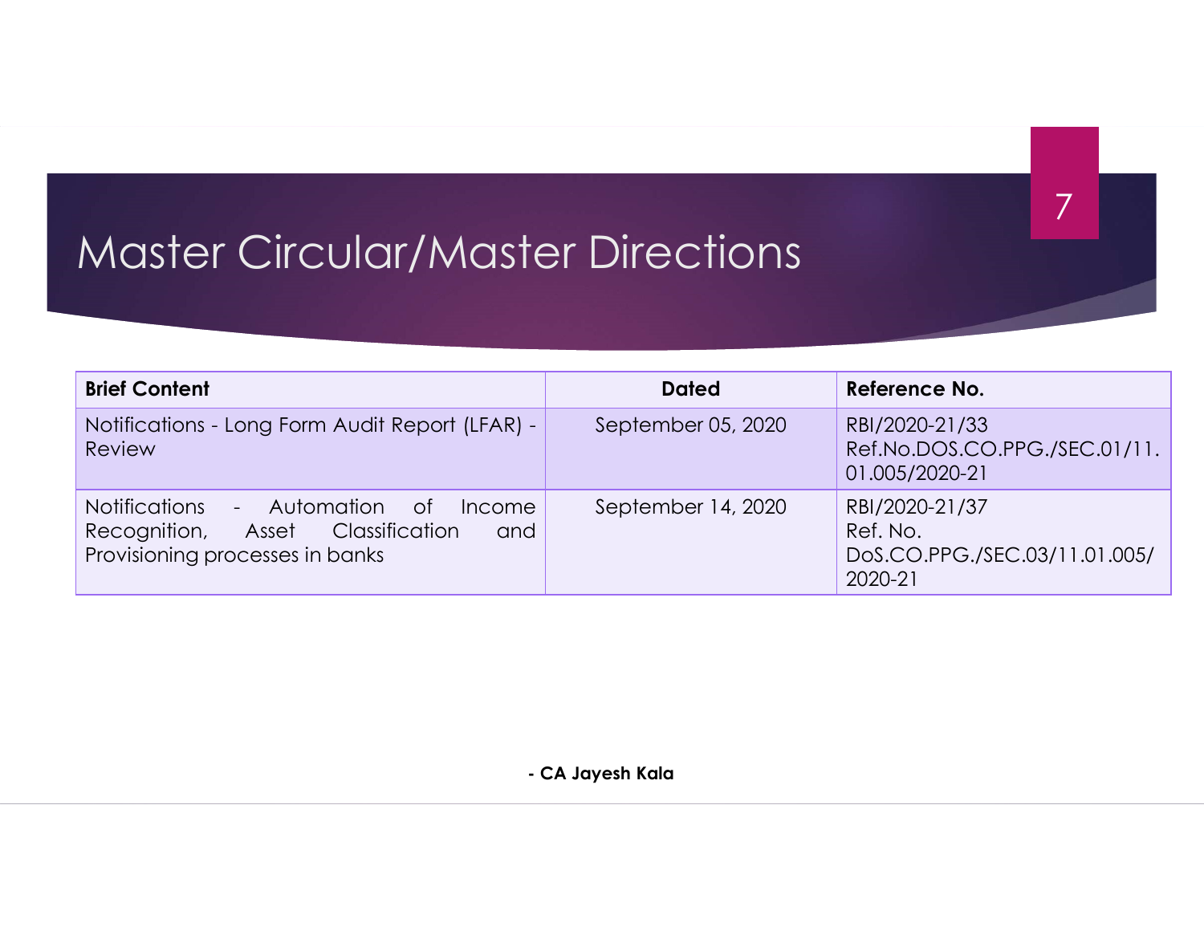# Master Circular/Master Directions

| Brief Content | Dated | Reference No. |
|---|---|---|
| Notifications - Long Form Audit Report (LFAR) - Review | September 05, 2020 | RBI/2020-21/33 Ref.No.DOS.CO.PPG./SEC.01/11.01.005/2020-21 |
| Notifications - Automation of Income Recognition, Asset Classification and Provisioning processes in banks | September 14, 2020 | RBI/2020-21/37 Ref. No. DoS.CO.PPG./SEC.03/11.01.005/2020-21 |

**- CA Jayesh Kala**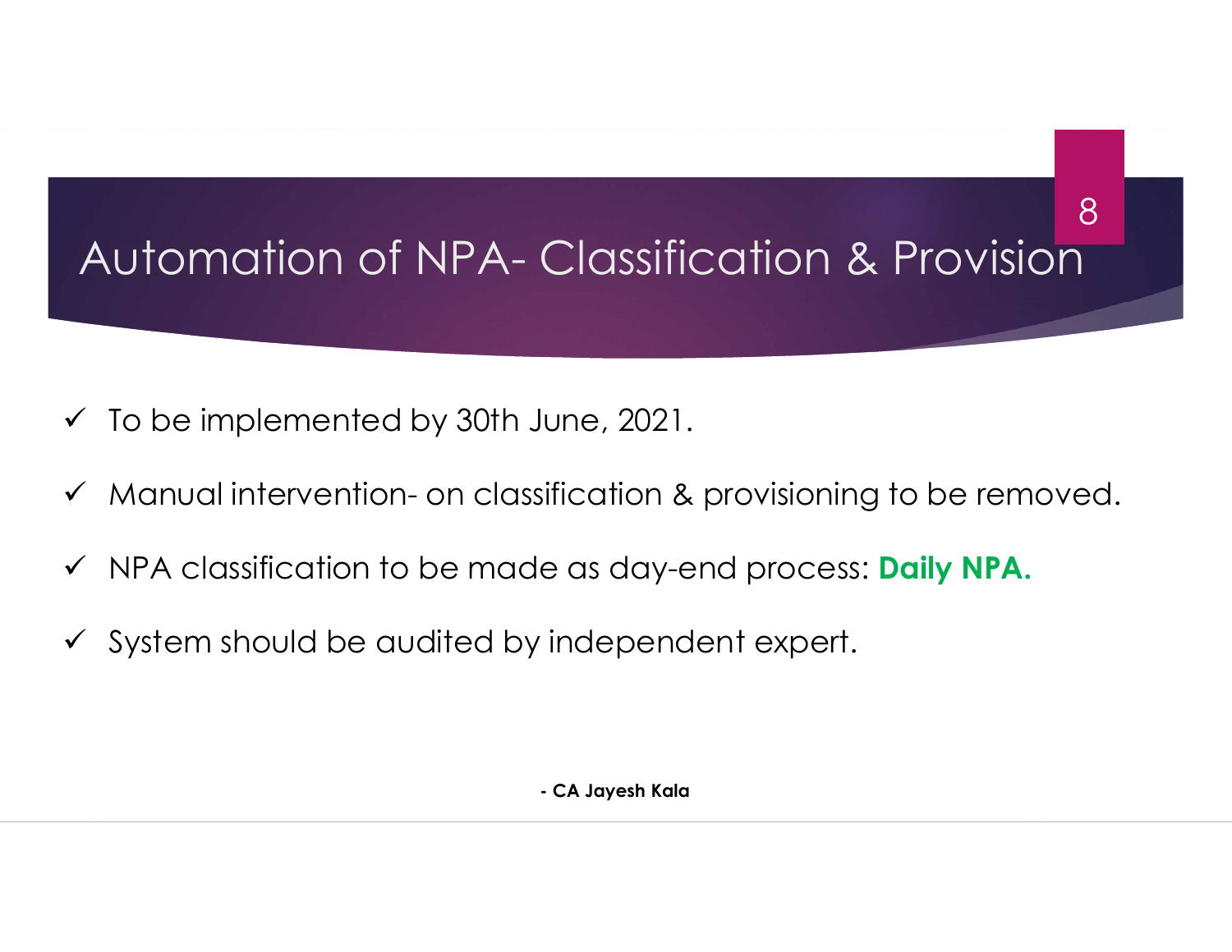# Automation of NPA- Classification & Provision

- ✓ To be implemented by 30th June, 2021.
- ✓ Manual intervention- on classification & provisioning to be removed.
- ✓ NPA classification to be made as day-end process: **Daily NPA.**
- ✓ System should be audited by independent expert.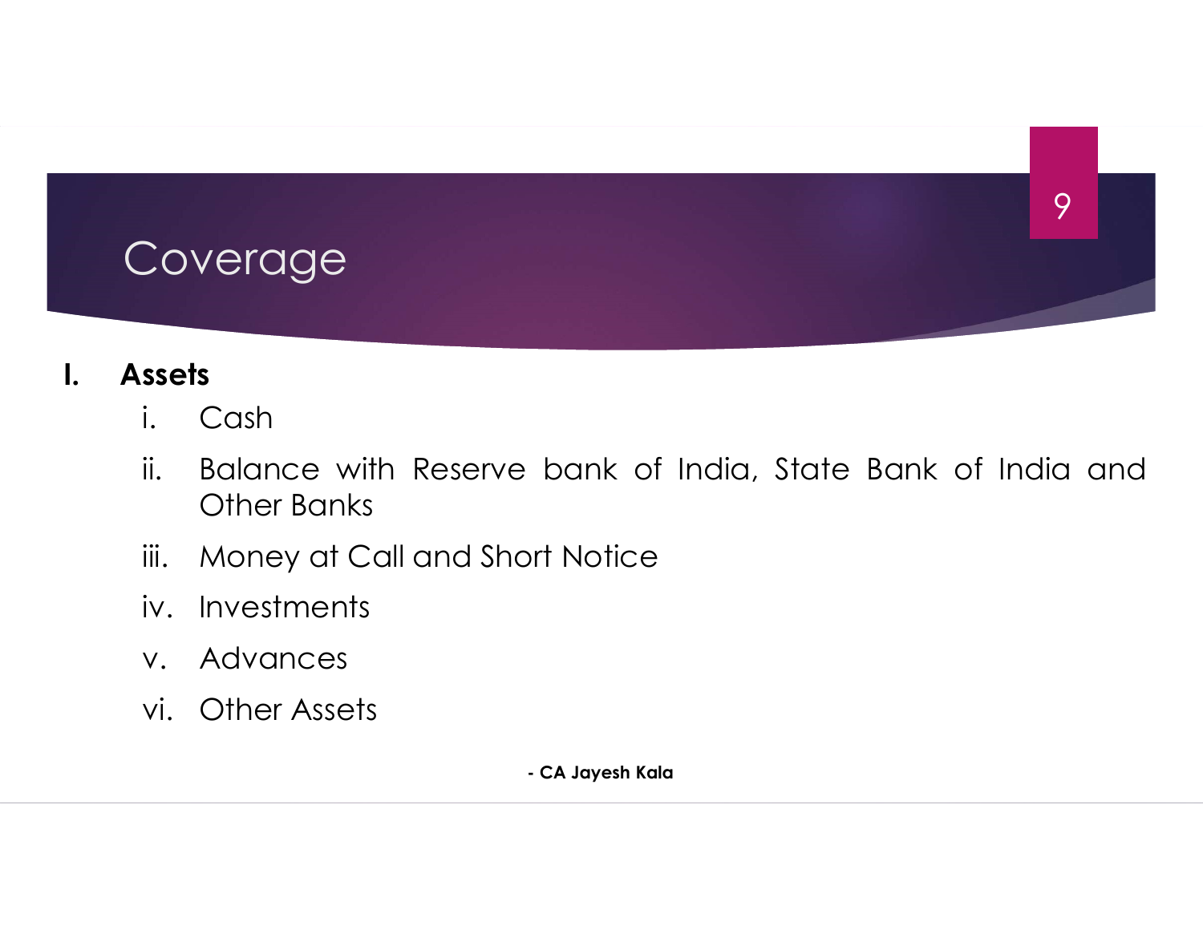# Coverage

**I. Assets**

i. Cash

ii. Balance with Reserve bank of India, State Bank of India and Other Banks

iii. Money at Call and Short Notice

iv. Investments

v. Advances

vi. Other Assets

**- CA Jayesh Kala**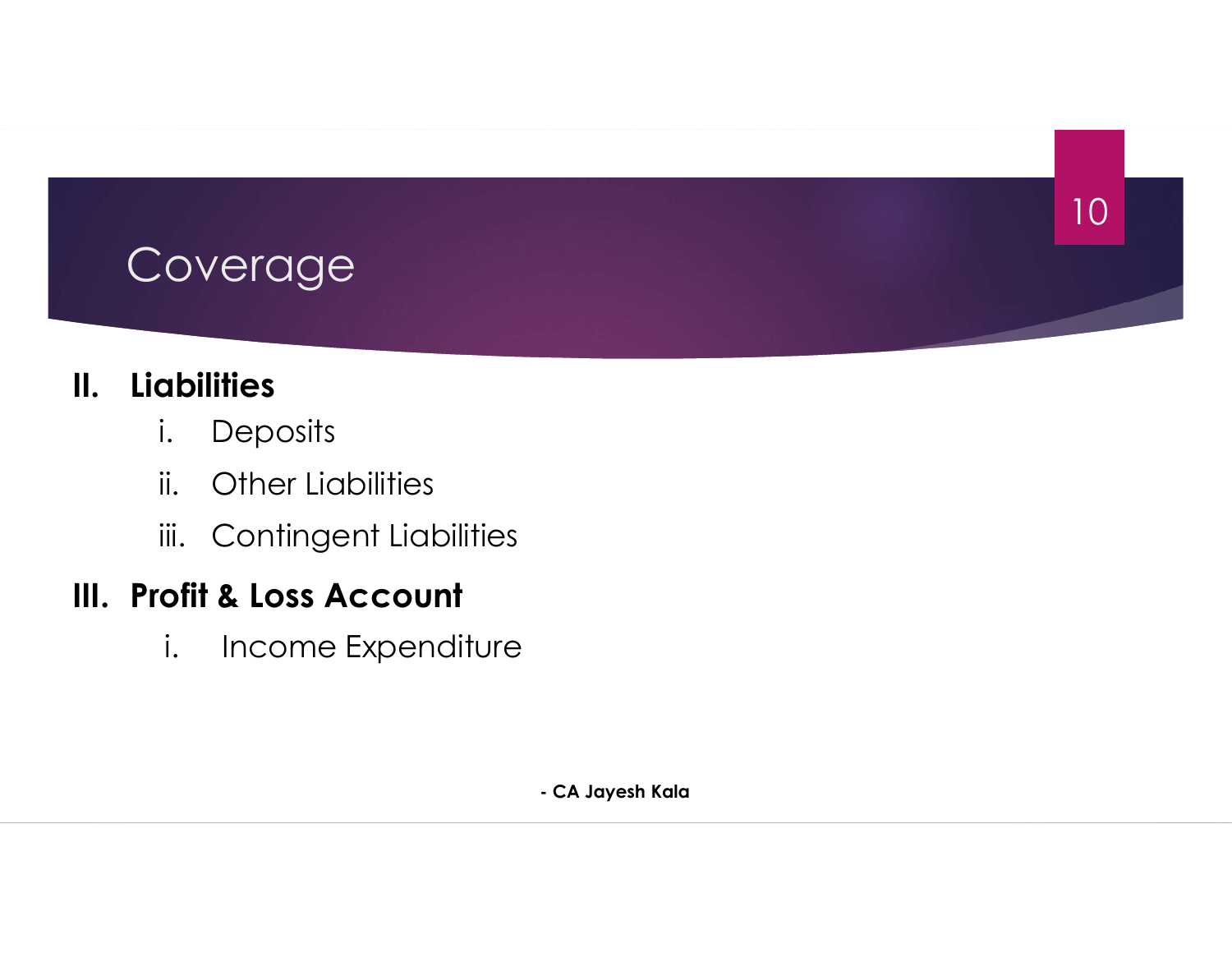# Coverage

**II. Liabilities**

i. Deposits

ii. Other Liabilities

iii. Contingent Liabilities

**III. Profit & Loss Account**

i. Income Expenditure

**- CA Jayesh Kala**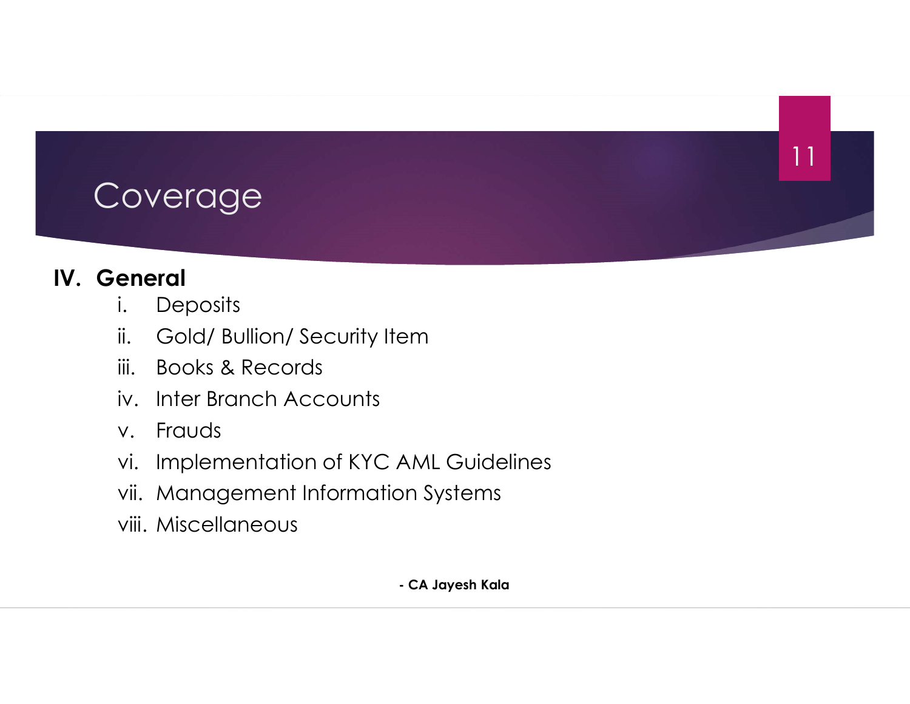# Coverage

**IV. General**

1. Deposits
2. Gold/ Bullion/ Security Item
3. Books & Records
4. Inter Branch Accounts
5. Frauds
6. Implementation of KYC AML Guidelines
7. Management Information Systems
8. Miscellaneous

**- CA Jayesh Kala**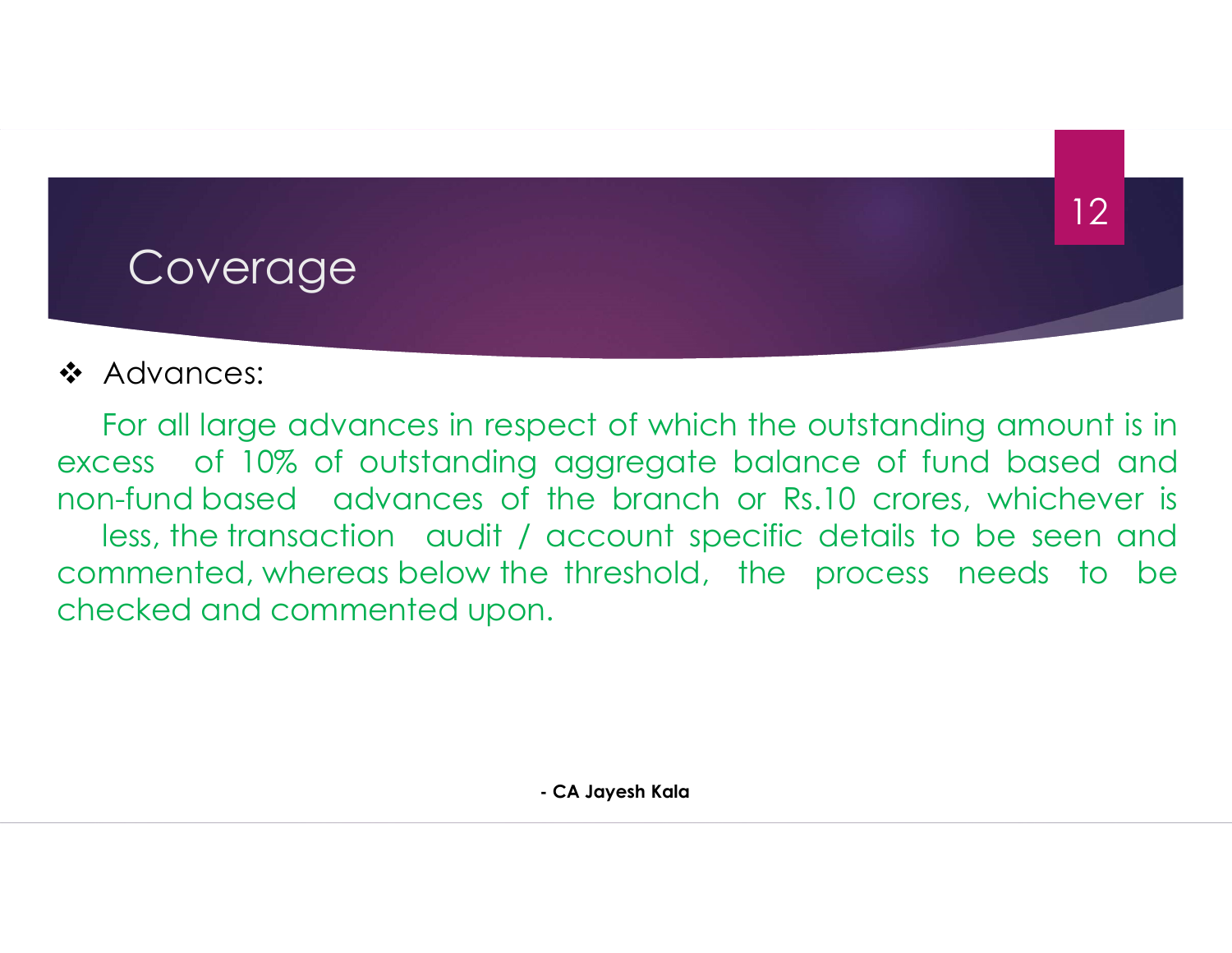# Coverage

- Advances:

For all large advances in respect of which the outstanding amount is in excess of 10% of outstanding aggregate balance of fund based and non-fund based advances of the branch or Rs.10 crores, whichever is less, the transaction audit / account specific details to be seen and commented, whereas below the threshold, the process needs to be checked and commented upon.

**- CA Jayesh Kala**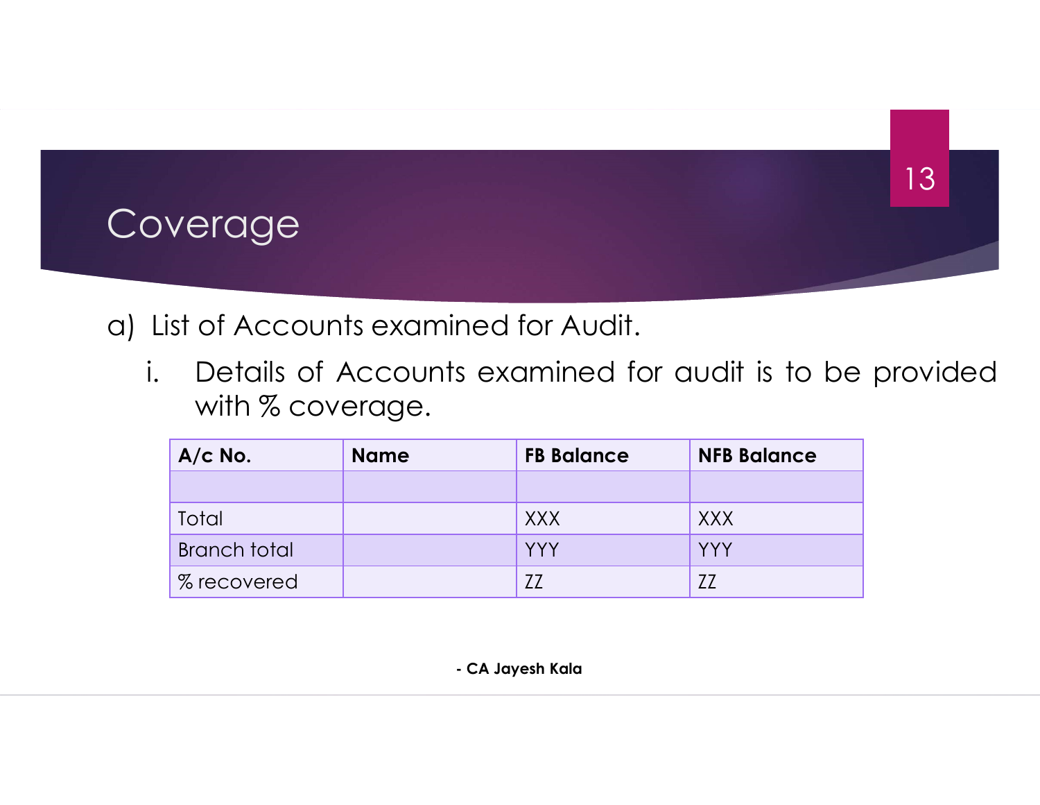# Coverage

a) List of Accounts examined for Audit.

   i. Details of Accounts examined for audit is to be provided with % coverage.

| A/c No. | Name | FB Balance | NFB Balance |
|---|---|---|---|
| | | | |
| Total | | XXX | XXX |
| Branch total | | YYY | YYY |
| % recovered | | ZZ | ZZ |

- CA Jayesh Kala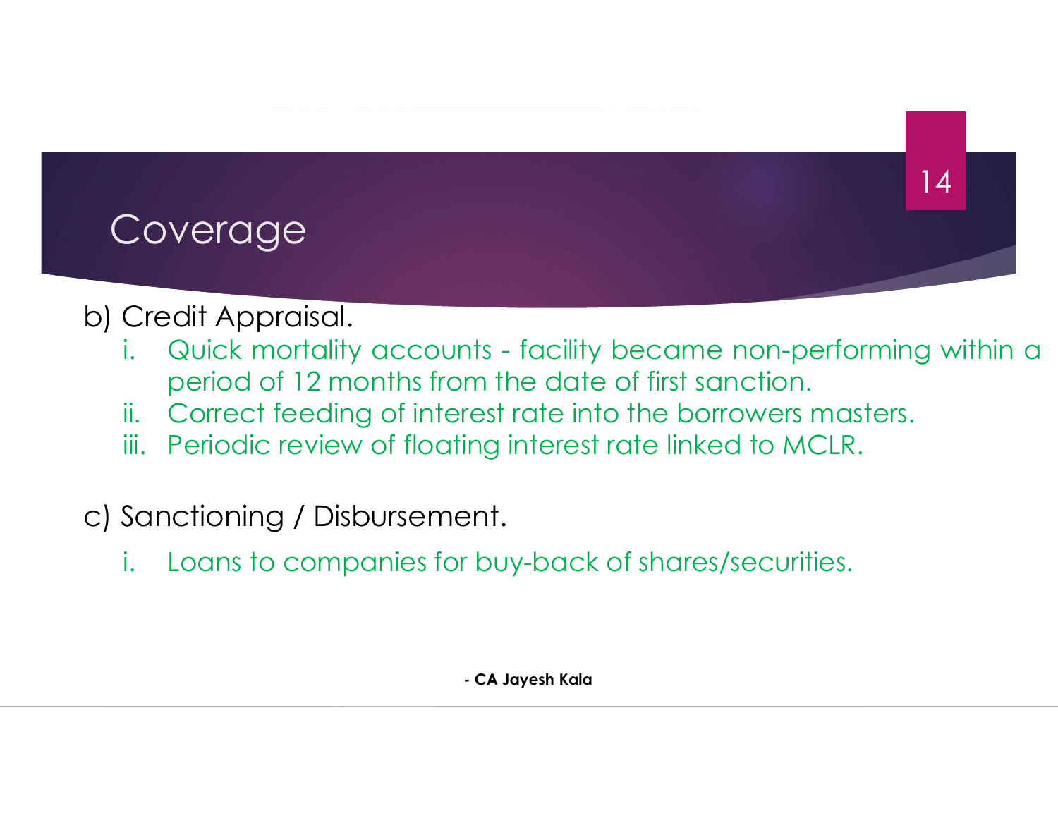# Coverage

b) Credit Appraisal.

i. Quick mortality accounts - facility became non-performing within a period of 12 months from the date of first sanction.
ii. Correct feeding of interest rate into the borrowers masters.
iii. Periodic review of floating interest rate linked to MCLR.

c) Sanctioning / Disbursement.

i. Loans to companies for buy-back of shares/securities.

**- CA Jayesh Kala**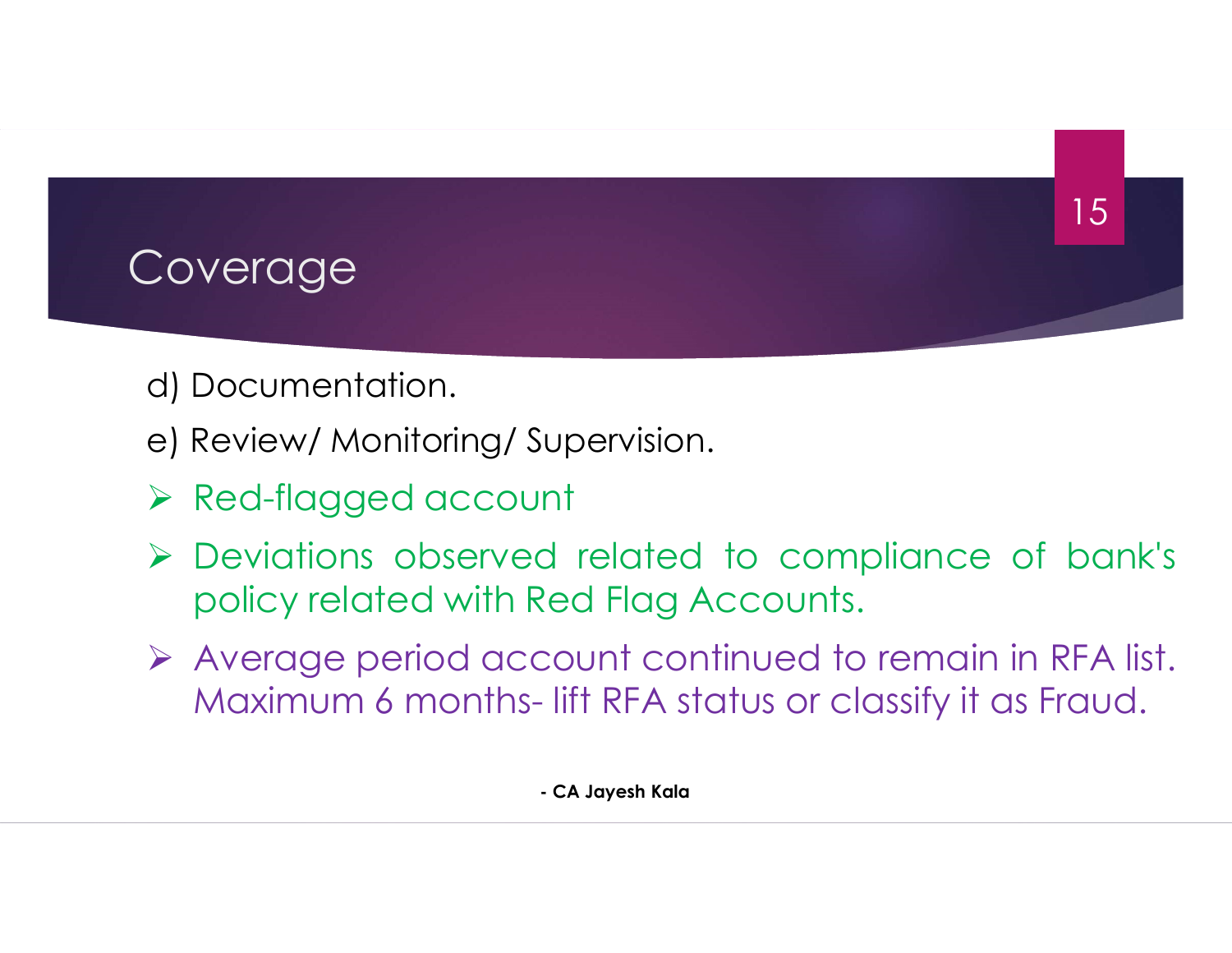# Coverage

d) Documentation.

e) Review/ Monitoring/ Supervision.

- Red-flagged account
- Deviations observed related to compliance of bank's policy related with Red Flag Accounts.
- Average period account continued to remain in RFA list. Maximum 6 months- lift RFA status or classify it as Fraud.

- CA Jayesh Kala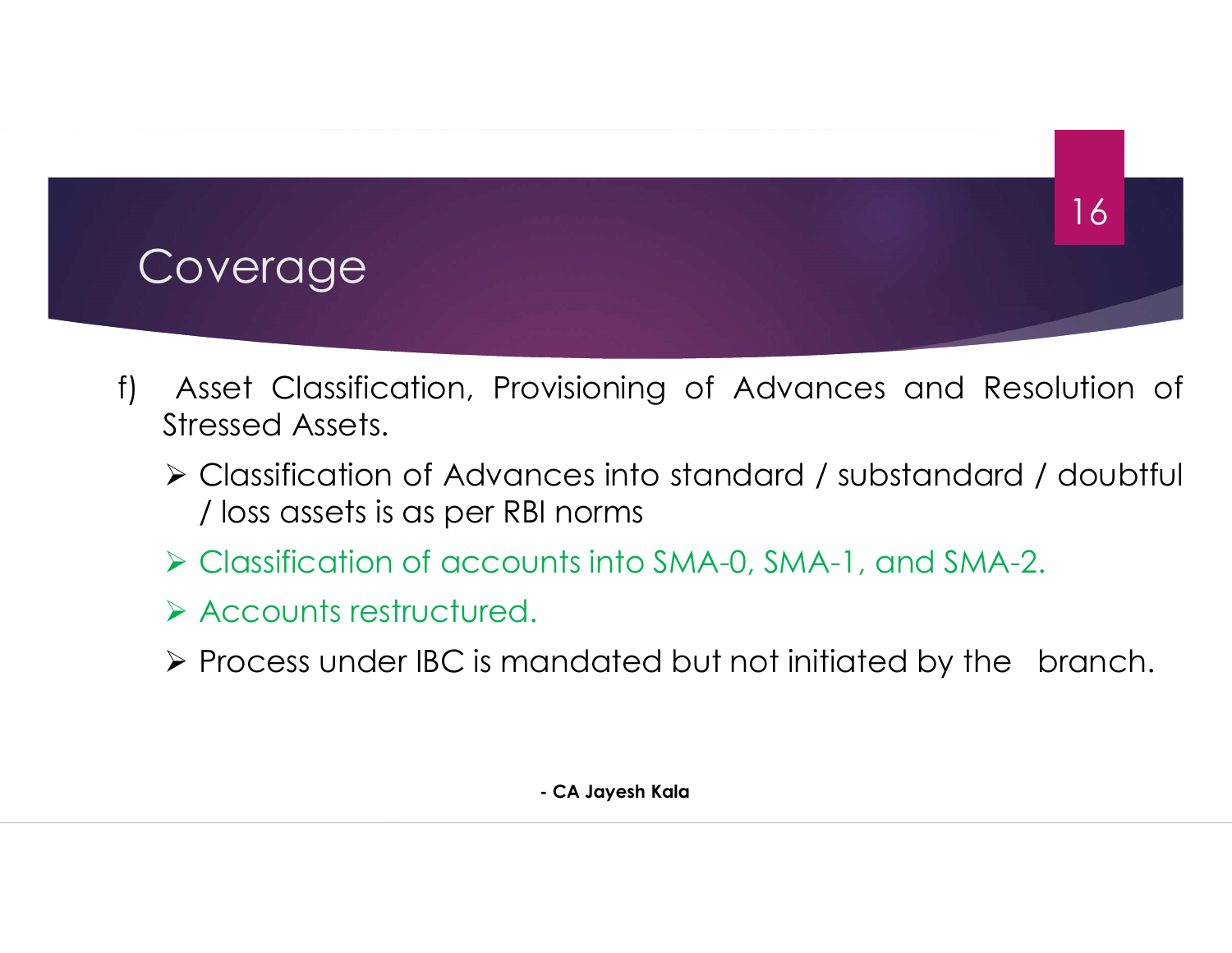## Coverage

f) Asset Classification, Provisioning of Advances and Resolution of Stressed Assets.

- Classification of Advances into standard / substandard / doubtful / loss assets is as per RBI norms
- Classification of accounts into SMA-0, SMA-1, and SMA-2.
- Accounts restructured.
- Process under IBC is mandated but not initiated by the branch.

**- CA Jayesh Kala**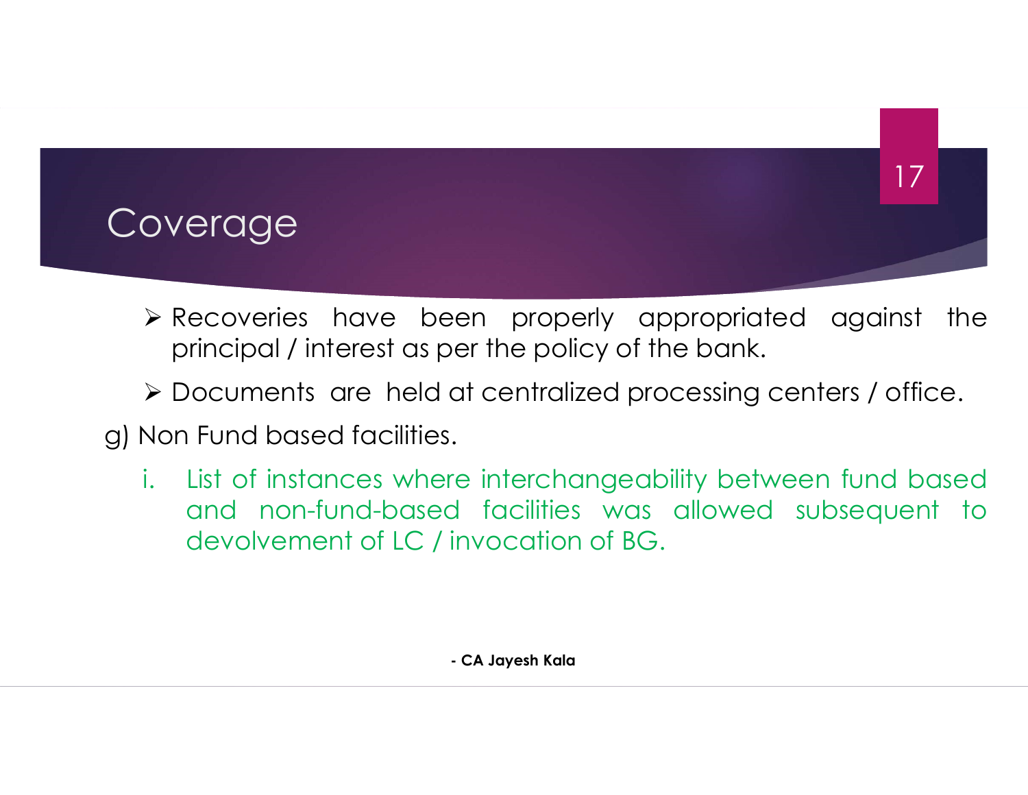# Coverage

- Recoveries have been properly appropriated against the principal / interest as per the policy of the bank.
- Documents are held at centralized processing centers / office.

g) Non Fund based facilities.

i. List of instances where interchangeability between fund based and non-fund-based facilities was allowed subsequent to devolvement of LC / invocation of BG.

- CA Jayesh Kala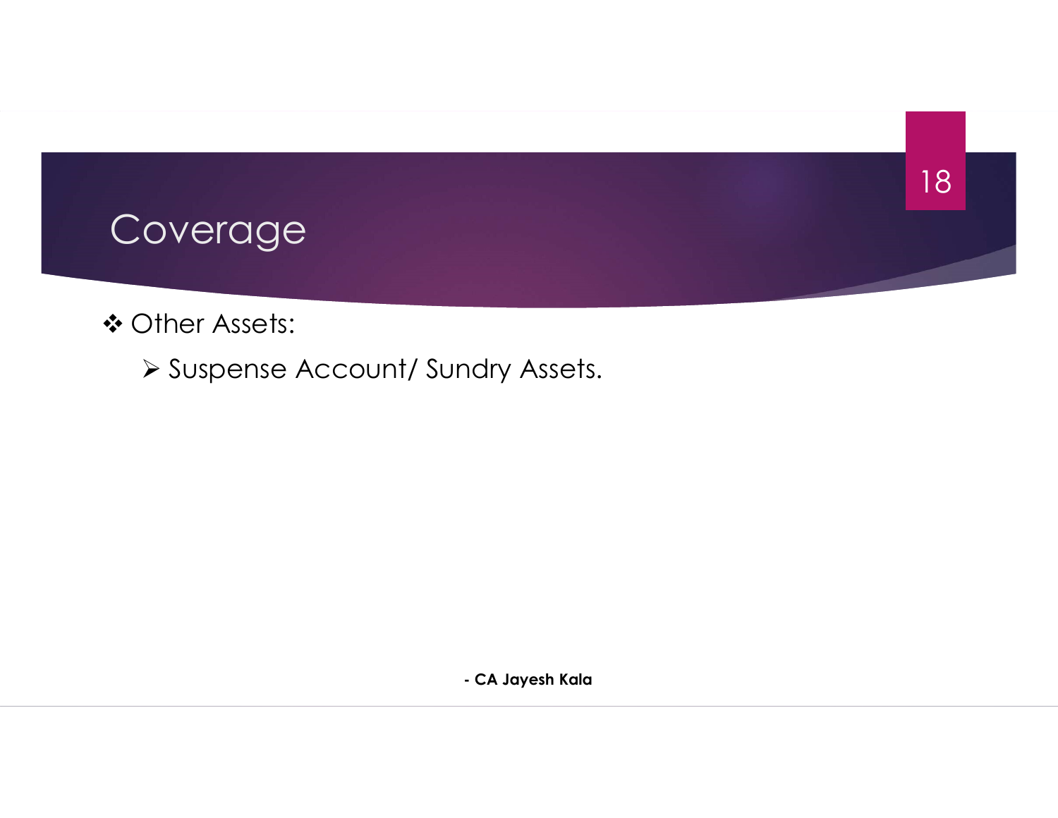# Coverage

- Other Assets:
  - Suspense Account/ Sundry Assets.

**- CA Jayesh Kala**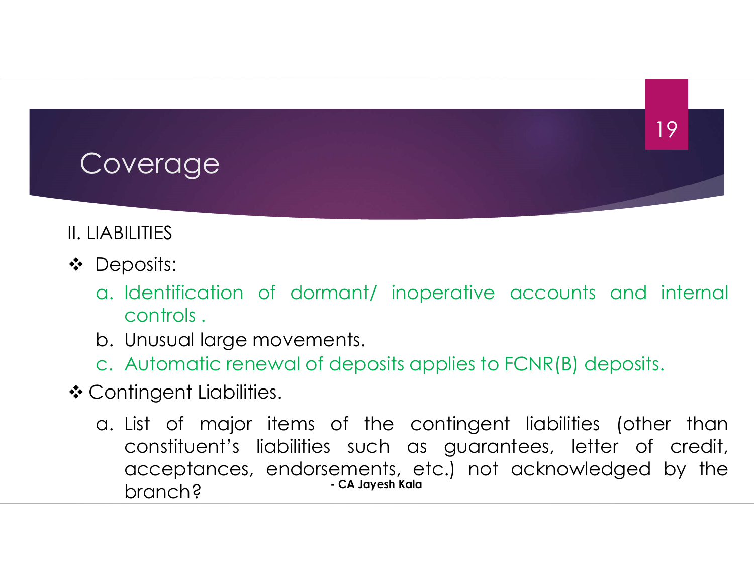# Coverage

II. LIABILITIES

- Deposits:
  a. Identification of dormant/ inoperative accounts and internal controls .
  b. Unusual large movements.
  c. Automatic renewal of deposits applies to FCNR(B) deposits.
- Contingent Liabilities.
  a. List of major items of the contingent liabilities (other than constituent's liabilities such as guarantees, letter of credit, acceptances, endorsements, etc.) not acknowledged by the branch?

**- CA Jayesh Kala**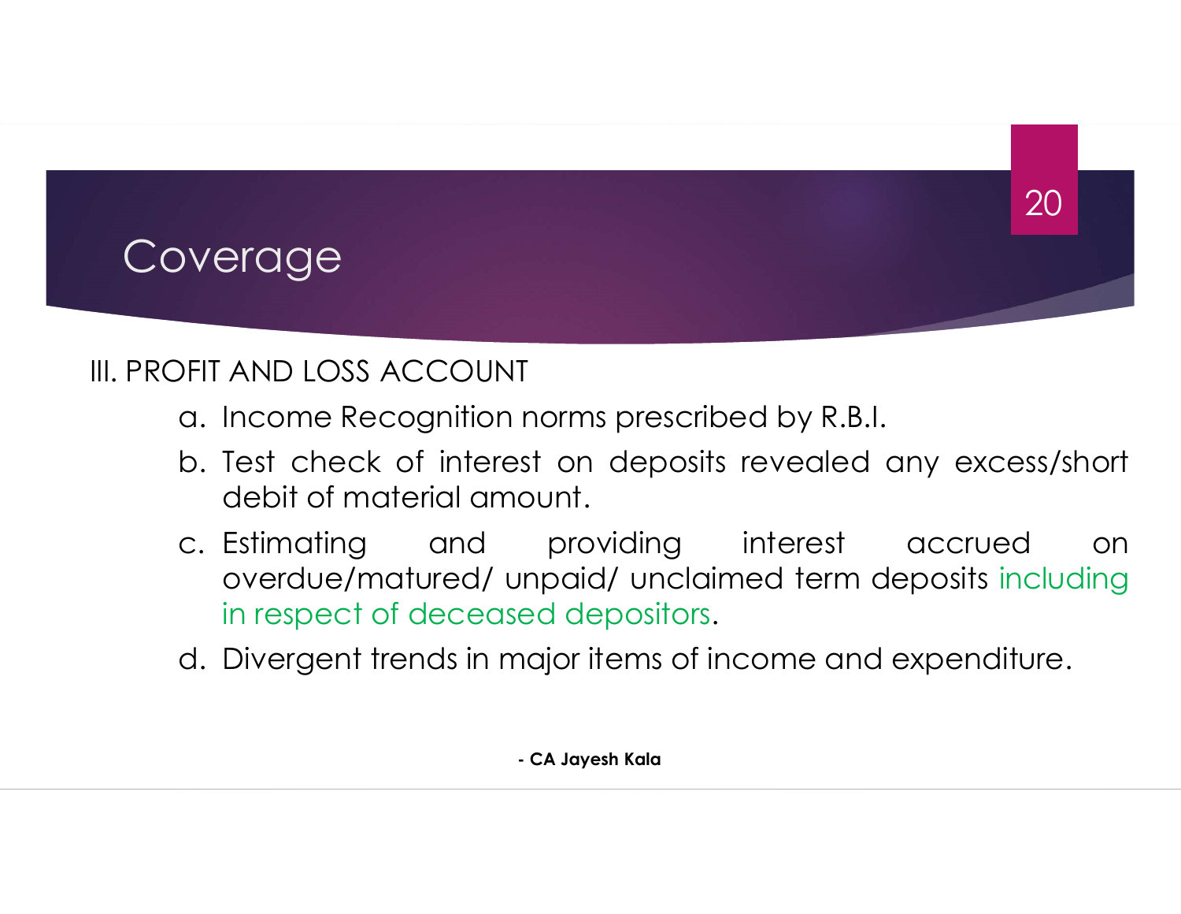# Coverage

III. PROFIT AND LOSS ACCOUNT

a. Income Recognition norms prescribed by R.B.I.
b. Test check of interest on deposits revealed any excess/short debit of material amount.
c. Estimating and providing interest accrued on overdue/matured/ unpaid/ unclaimed term deposits including in respect of deceased depositors.
d. Divergent trends in major items of income and expenditure.

**- CA Jayesh Kala**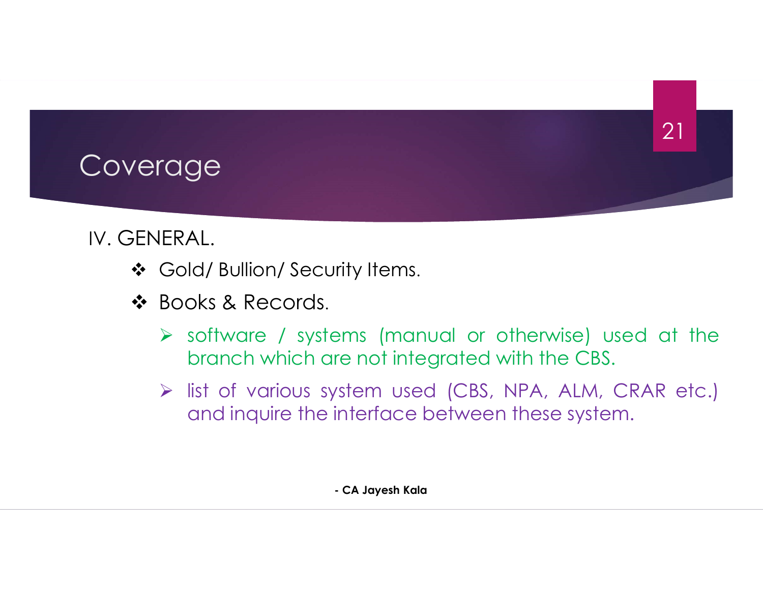# Coverage

IV. GENERAL.

- Gold/ Bullion/ Security Items.
- Books & Records.
  - software / systems (manual or otherwise) used at the branch which are not integrated with the CBS.
  - list of various system used (CBS, NPA, ALM, CRAR etc.) and inquire the interface between these system.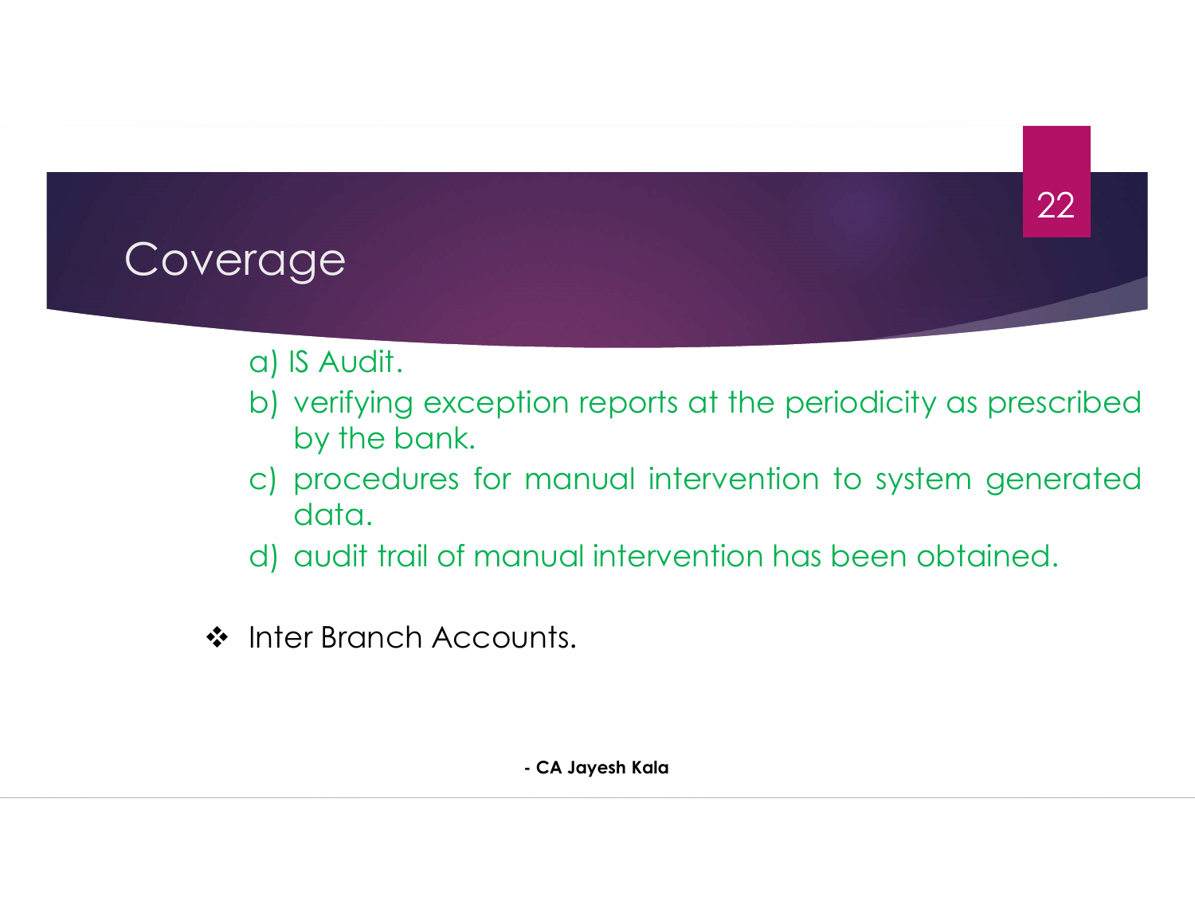# Coverage

a) IS Audit.
b) verifying exception reports at the periodicity as prescribed by the bank.
c) procedures for manual intervention to system generated data.
d) audit trail of manual intervention has been obtained.

- Inter Branch Accounts.

**- CA Jayesh Kala**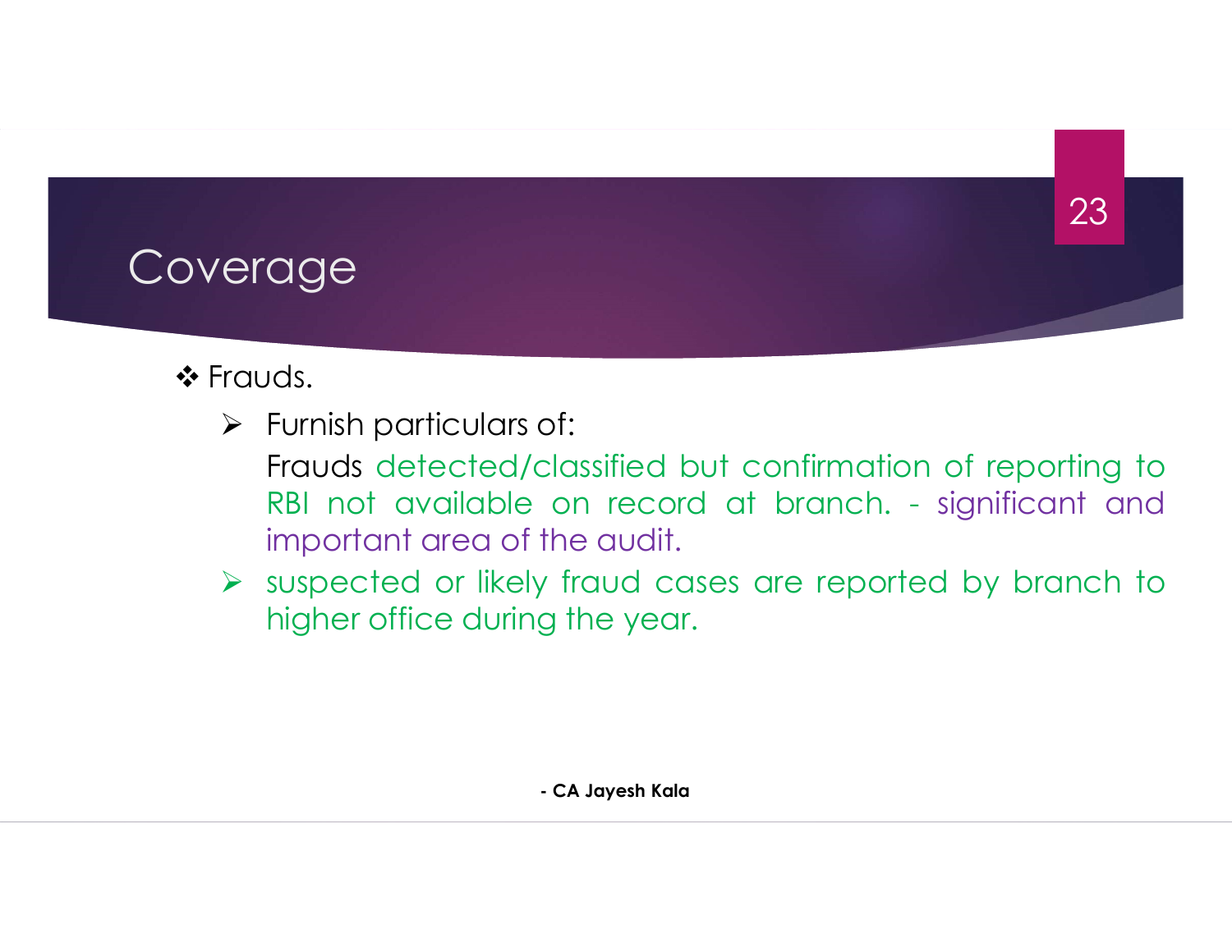# Coverage

- Frauds.
  - Furnish particulars of:
    Frauds detected/classified but confirmation of reporting to RBI not available on record at branch. - significant and important area of the audit.
  - suspected or likely fraud cases are reported by branch to higher office during the year.

**- CA Jayesh Kala**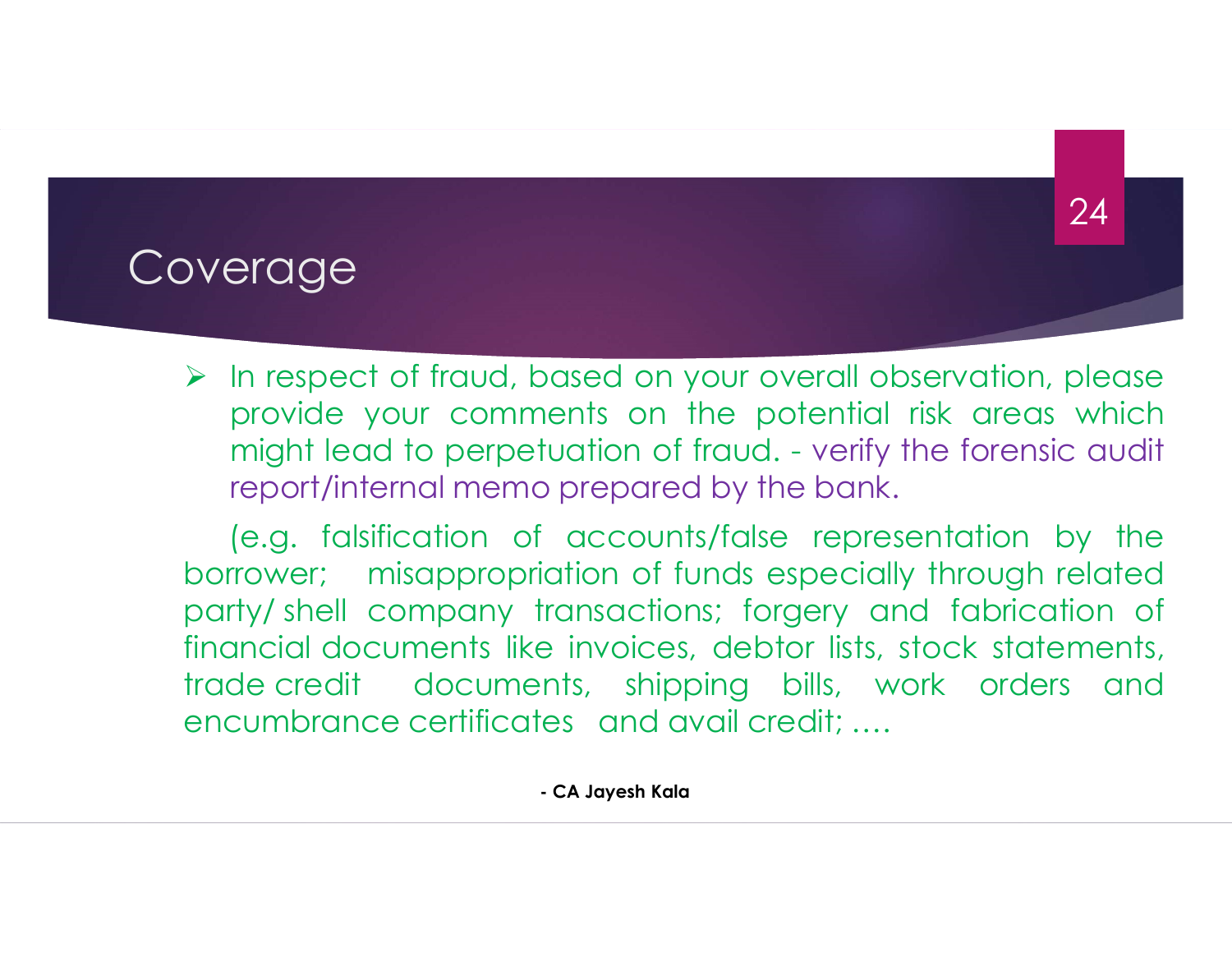# Coverage

- In respect of fraud, based on your overall observation, please provide your comments on the potential risk areas which might lead to perpetuation of fraud. - verify the forensic audit report/internal memo prepared by the bank.

  (e.g. falsification of accounts/false representation by the borrower; misappropriation of funds especially through related party/ shell company transactions; forgery and fabrication of financial documents like invoices, debtor lists, stock statements, trade credit documents, shipping bills, work orders and encumbrance certificates and avail credit; ….

**- CA Jayesh Kala**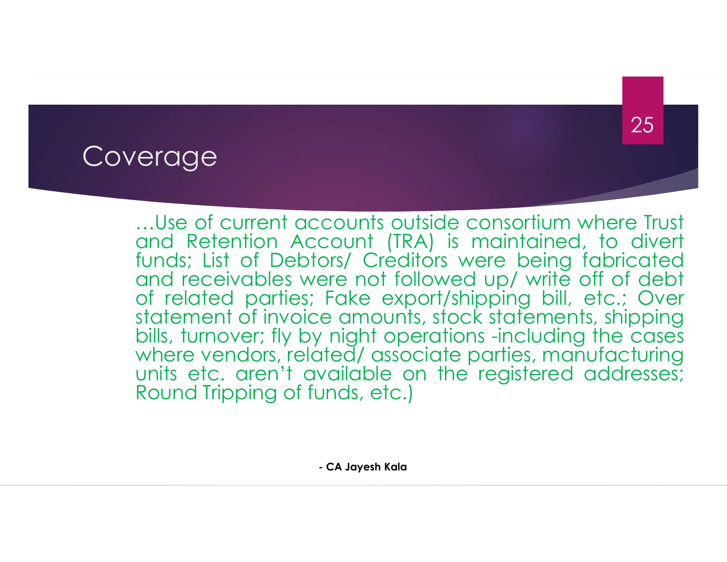# Coverage

…Use of current accounts outside consortium where Trust and Retention Account (TRA) is maintained, to divert funds; List of Debtors/ Creditors were being fabricated and receivables were not followed up/ write off of debt of related parties; Fake export/shipping bill, etc.; Over statement of invoice amounts, stock statements, shipping bills, turnover; fly by night operations -including the cases where vendors, related/ associate parties, manufacturing units etc. aren't available on the registered addresses; Round Tripping of funds, etc.)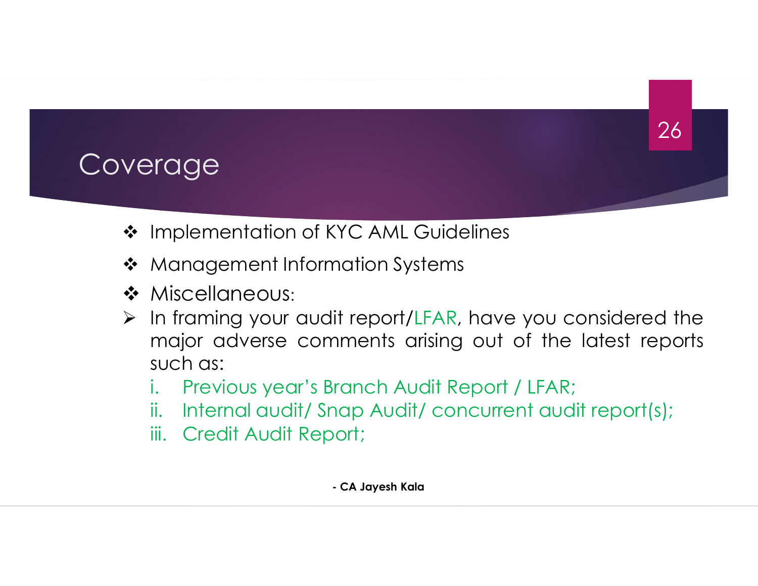# Coverage

- Implementation of KYC AML Guidelines
- Management Information Systems
- Miscellaneous:
  - In framing your audit report/LFAR, have you considered the major adverse comments arising out of the latest reports such as:
    1. Previous year's Branch Audit Report / LFAR;
    2. Internal audit/ Snap Audit/ concurrent audit report(s);
    3. Credit Audit Report;

**- CA Jayesh Kala**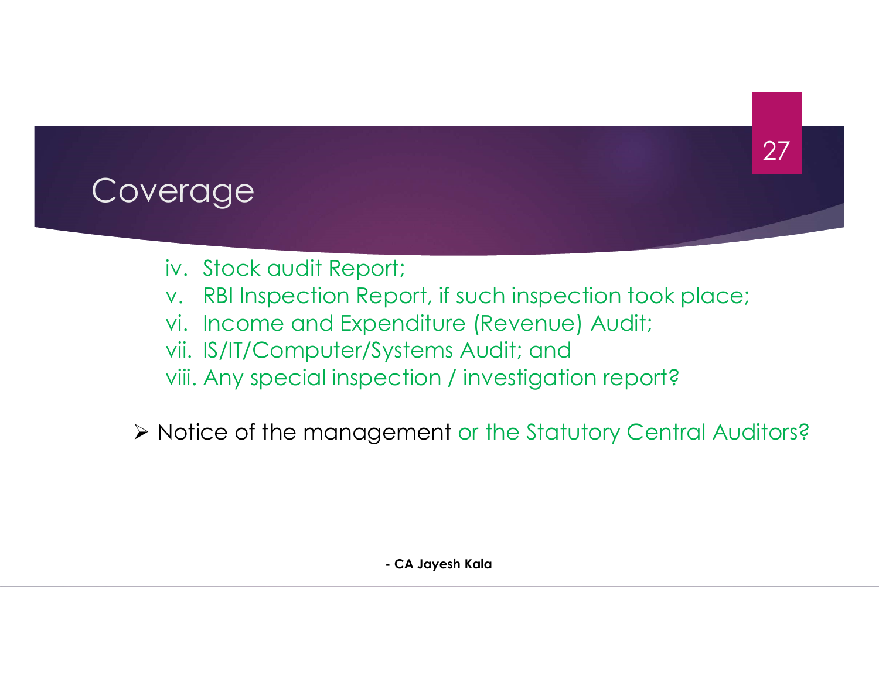# Coverage

iv. Stock audit Report;
v. RBI Inspection Report, if such inspection took place;
vi. Income and Expenditure (Revenue) Audit;
vii. IS/IT/Computer/Systems Audit; and
viii. Any special inspection / investigation report?

- Notice of the management or the Statutory Central Auditors?

**- CA Jayesh Kala**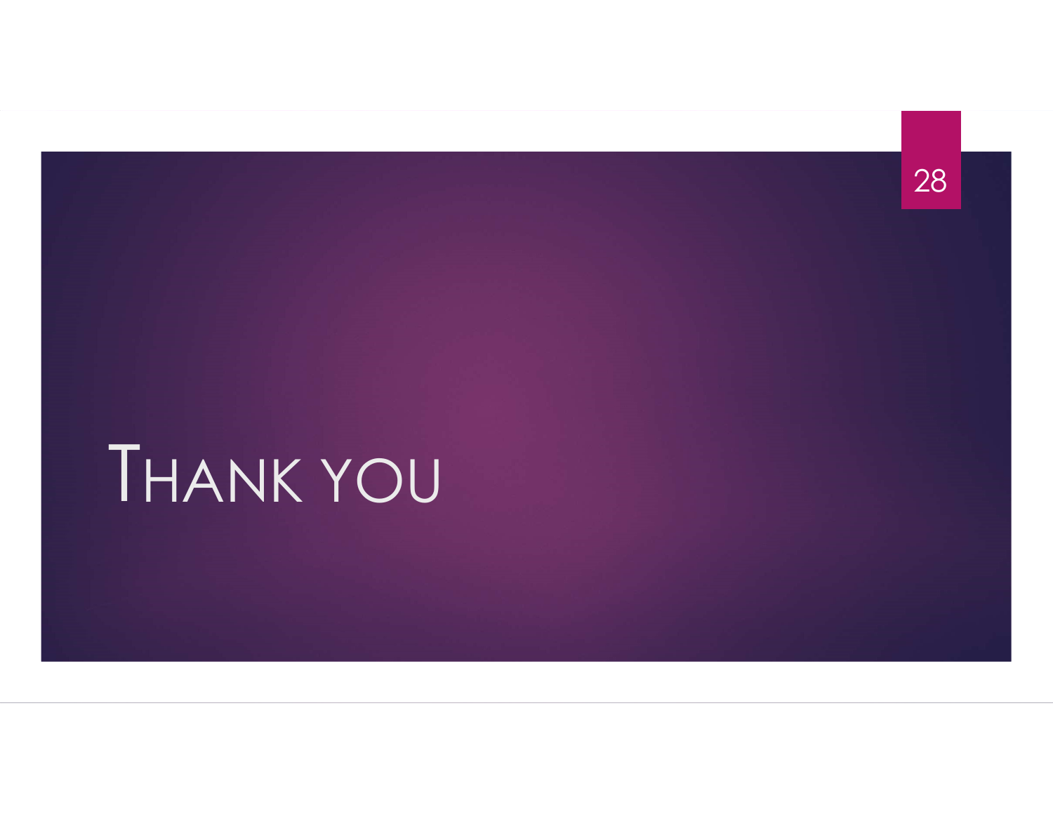# Thank you